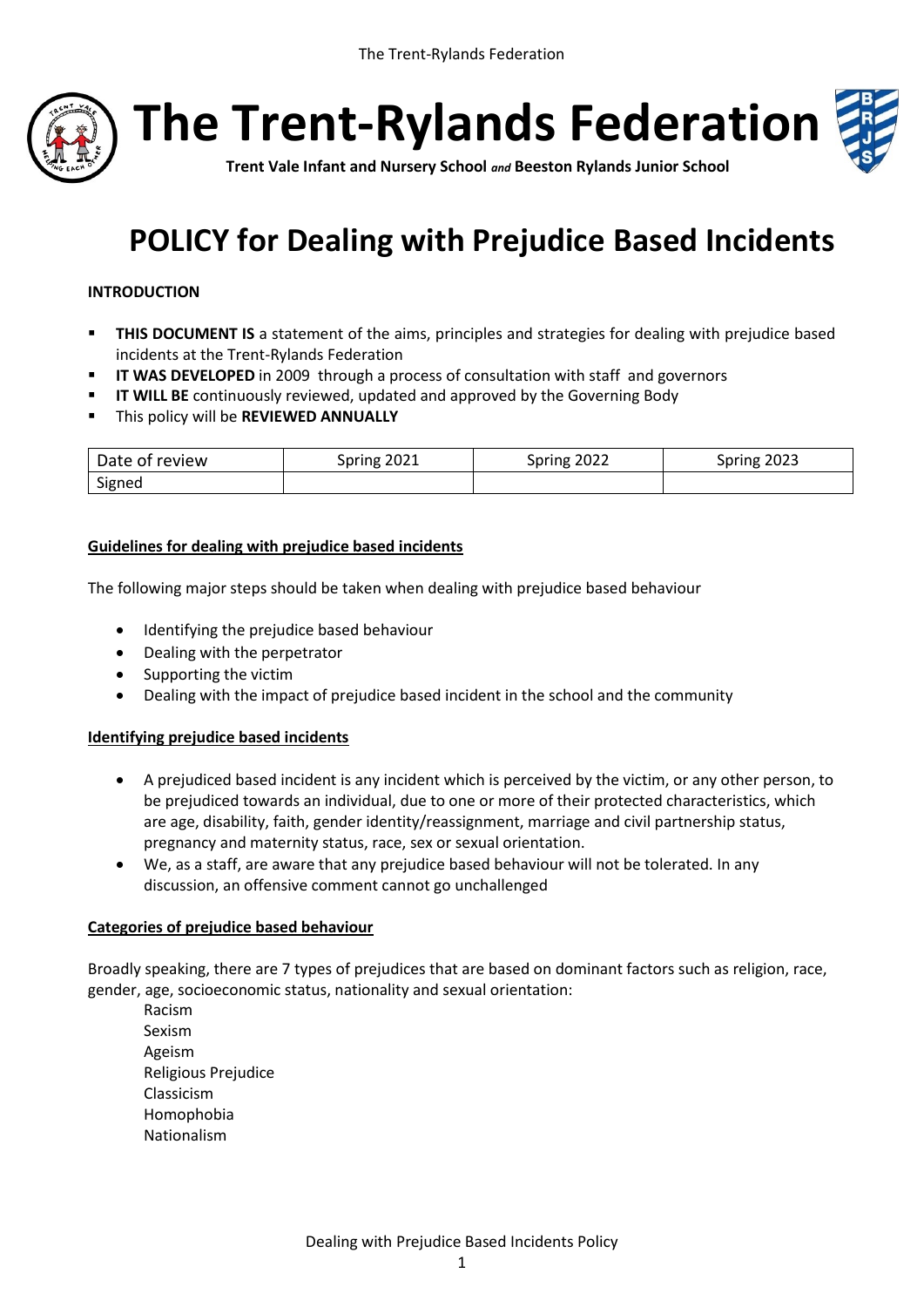# The Trent-Rylands Federation

**Trent Vale Infant and Nursery School** ***and*** **Beeston Rylands Junior School**

# POLICY for Dealing with Prejudice Based Incidents

**INTRODUCTION**

- **THIS DOCUMENT IS** a statement of the aims, principles and strategies for dealing with prejudice based incidents at the Trent-Rylands Federation
- **IT WAS DEVELOPED** in 2009 through a process of consultation with staff and governors
- **IT WILL BE** continuously reviewed, updated and approved by the Governing Body
- This policy will be **REVIEWED ANNUALLY**

| Date of review | Spring 2021 | Spring 2022 | Spring 2023 |
|---|---|---|---|
| Signed | | | |

## Guidelines for dealing with prejudice based incidents

The following major steps should be taken when dealing with prejudice based behaviour

- Identifying the prejudice based behaviour
- Dealing with the perpetrator
- Supporting the victim
- Dealing with the impact of prejudice based incident in the school and the community

## Identifying prejudice based incidents

- A prejudiced based incident is any incident which is perceived by the victim, or any other person, to be prejudiced towards an individual, due to one or more of their protected characteristics, which are age, disability, faith, gender identity/reassignment, marriage and civil partnership status, pregnancy and maternity status, race, sex or sexual orientation.
- We, as a staff, are aware that any prejudice based behaviour will not be tolerated. In any discussion, an offensive comment cannot go unchallenged

## Categories of prejudice based behaviour

Broadly speaking, there are 7 types of prejudices that are based on dominant factors such as religion, race, gender, age, socioeconomic status, nationality and sexual orientation:

Racism
Sexism
Ageism
Religious Prejudice
Classicism
Homophobia
Nationalism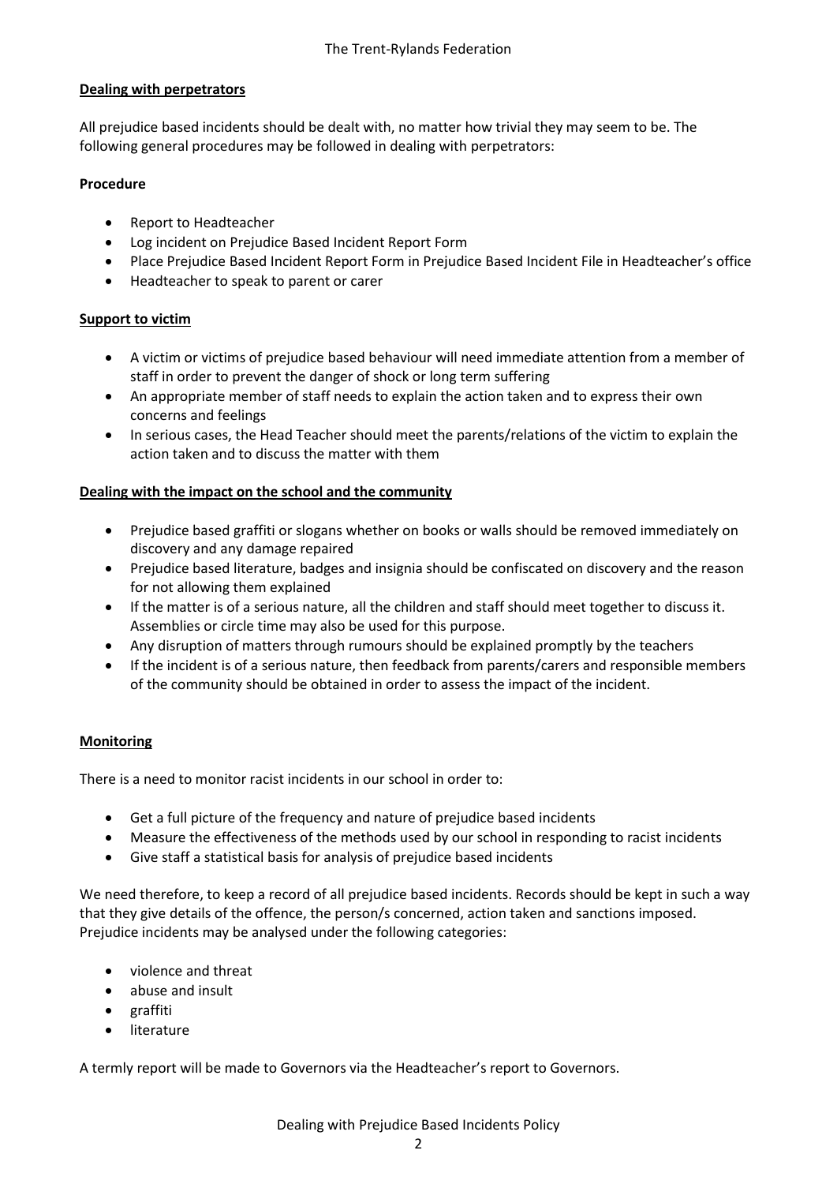**Dealing with perpetrators**

All prejudice based incidents should be dealt with, no matter how trivial they may seem to be. The following general procedures may be followed in dealing with perpetrators:

**Procedure**

- Report to Headteacher
- Log incident on Prejudice Based Incident Report Form
- Place Prejudice Based Incident Report Form in Prejudice Based Incident File in Headteacher's office
- Headteacher to speak to parent or carer

**Support to victim**

- A victim or victims of prejudice based behaviour will need immediate attention from a member of staff in order to prevent the danger of shock or long term suffering
- An appropriate member of staff needs to explain the action taken and to express their own concerns and feelings
- In serious cases, the Head Teacher should meet the parents/relations of the victim to explain the action taken and to discuss the matter with them

**Dealing with the impact on the school and the community**

- Prejudice based graffiti or slogans whether on books or walls should be removed immediately on discovery and any damage repaired
- Prejudice based literature, badges and insignia should be confiscated on discovery and the reason for not allowing them explained
- If the matter is of a serious nature, all the children and staff should meet together to discuss it. Assemblies or circle time may also be used for this purpose.
- Any disruption of matters through rumours should be explained promptly by the teachers
- If the incident is of a serious nature, then feedback from parents/carers and responsible members of the community should be obtained in order to assess the impact of the incident.

**Monitoring**

There is a need to monitor racist incidents in our school in order to:

- Get a full picture of the frequency and nature of prejudice based incidents
- Measure the effectiveness of the methods used by our school in responding to racist incidents
- Give staff a statistical basis for analysis of prejudice based incidents

We need therefore, to keep a record of all prejudice based incidents. Records should be kept in such a way that they give details of the offence, the person/s concerned, action taken and sanctions imposed. Prejudice incidents may be analysed under the following categories:

- violence and threat
- abuse and insult
- graffiti
- literature

A termly report will be made to Governors via the Headteacher's report to Governors.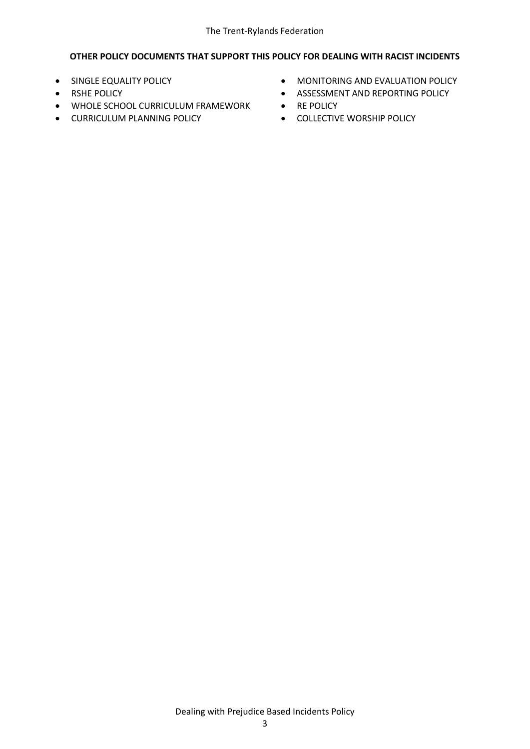**OTHER POLICY DOCUMENTS THAT SUPPORT THIS POLICY FOR DEALING WITH RACIST INCIDENTS**

- SINGLE EQUALITY POLICY
- RSHE POLICY
- WHOLE SCHOOL CURRICULUM FRAMEWORK
- CURRICULUM PLANNING POLICY
- MONITORING AND EVALUATION POLICY
- ASSESSMENT AND REPORTING POLICY
- RE POLICY
- COLLECTIVE WORSHIP POLICY